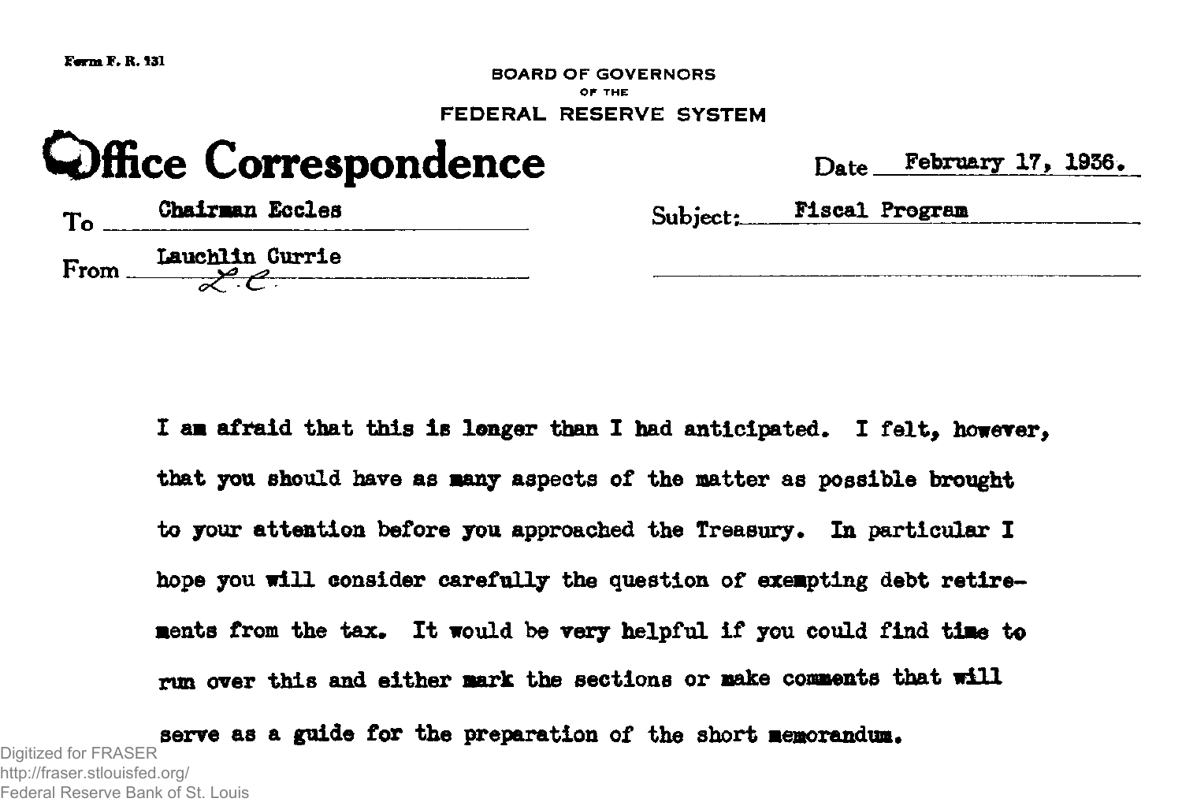Form F. R. 131

BOARD OF GOVERNORS
OF THE
FEDERAL RESERVE SYSTEM

# Office Correspondence

Date February 17, 1936.

To Chairman Eccles

Subject: Fiscal Program

From Lauchlin Currie
L. C.

I am afraid that this is longer than I had anticipated. I felt, however, that you should have as many aspects of the matter as possible brought to your attention before you approached the Treasury. In particular I hope you will consider carefully the question of exempting debt retirements from the tax. It would be very helpful if you could find time to run over this and either mark the sections or make comments that will serve as a guide for the preparation of the short memorandum.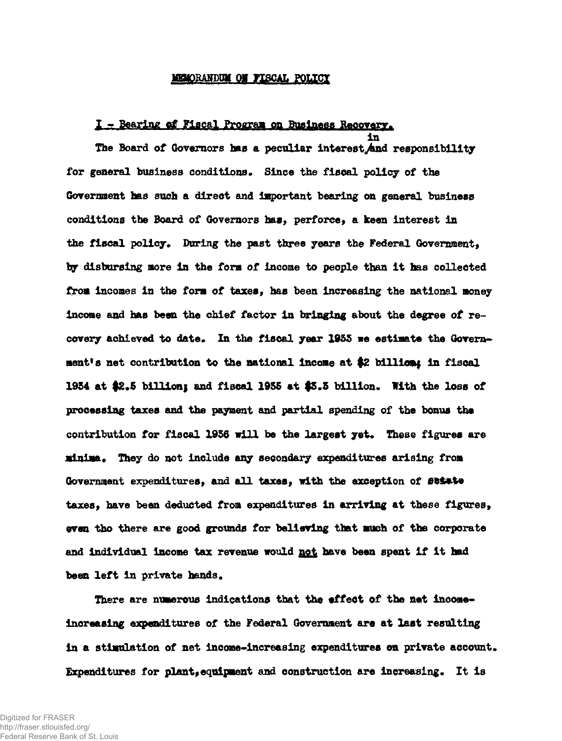# MEMORANDUM ON FISCAL POLICY

## I - Bearing of Fiscal Program on Business Recovery.

The Board of Governors has a peculiar interest in and responsibility for general business conditions. Since the fiscal policy of the Government has such a direct and important bearing on general business conditions the Board of Governors has, perforce, a keen interest in the fiscal policy. During the past three years the Federal Government, by disbursing more in the form of income to people than it has collected from incomes in the form of taxes, has been increasing the national money income and has been the chief factor in bringing about the degree of recovery achieved to date. In the fiscal year 1933 we estimate the Government's net contribution to the national income at $2 billion; in fiscal 1934 at $2.5 billion; and fiscal 1935 at $3.3 billion. With the loss of processing taxes and the payment and partial spending of the bonus the contribution for fiscal 1936 will be the largest yet. These figures are minima. They do not include any secondary expenditures arising from Government expenditures, and all taxes, with the exception of estate taxes, have been deducted from expenditures in arriving at these figures, even tho there are good grounds for believing that much of the corporate and individual income tax revenue would not have been spent if it had been left in private hands.

There are numerous indications that the effect of the net income-increasing expenditures of the Federal Government are at last resulting in a stimulation of net income-increasing expenditures on private account. Expenditures for plant, equipment and construction are increasing. It is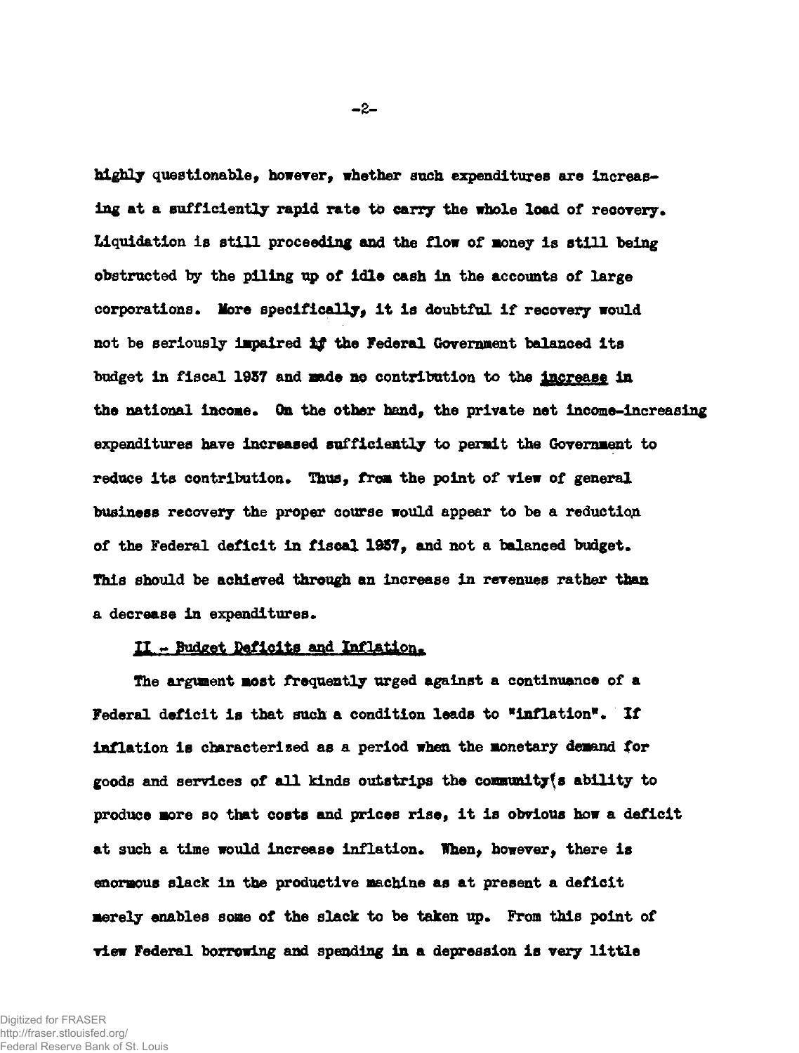highly questionable, however, whether such expenditures are increasing at a sufficiently rapid rate to carry the whole load of recovery. Liquidation is still proceeding and the flow of money is still being obstructed by the piling up of idle cash in the accounts of large corporations. More specifically, it is doubtful if recovery would not be seriously impaired if the Federal Government balanced its budget in fiscal 1937 and made no contribution to the increase in the national income. On the other hand, the private net income-increasing expenditures have increased sufficiently to permit the Government to reduce its contribution. Thus, from the point of view of general business recovery the proper course would appear to be a reduction of the Federal deficit in fiscal 1937, and not a balanced budget. This should be achieved through an increase in revenues rather than a decrease in expenditures.

## II.- Budget Deficits and Inflation.

The argument most frequently urged against a continuance of a Federal deficit is that such a condition leads to "inflation". If inflation is characterized as a period when the monetary demand for goods and services of all kinds outstrips the community's ability to produce more so that costs and prices rise, it is obvious how a deficit at such a time would increase inflation. When, however, there is enormous slack in the productive machine as at present a deficit merely enables some of the slack to be taken up. From this point of view Federal borrowing and spending in a depression is very little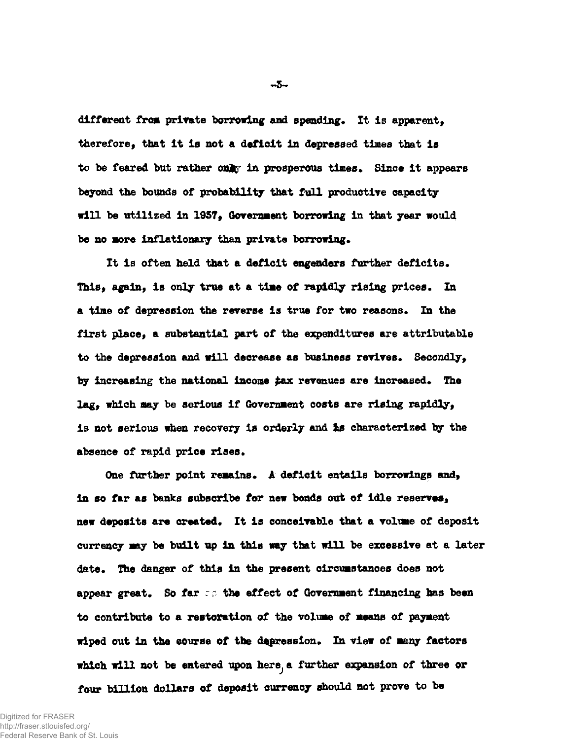different from private borrowing and spending. It is apparent, therefore, that it is not a deficit in depressed times that is to be feared but rather only in prosperous times. Since it appears beyond the bounds of probability that full productive capacity will be utilized in 1937, Government borrowing in that year would be no more inflationary than private borrowing.

It is often held that a deficit engenders further deficits. This, again, is only true at a time of rapidly rising prices. In a time of depression the reverse is true for two reasons. In the first place, a substantial part of the expenditures are attributable to the depression and will decrease as business revives. Secondly, by increasing the national income tax revenues are increased. The lag, which may be serious if Government costs are rising rapidly, is not serious when recovery is orderly and is characterized by the absence of rapid price rises.

One further point remains. A deficit entails borrowings and, in so far as banks subscribe for new bonds out of idle reserves, new deposits are created. It is conceivable that a volume of deposit currency may be built up in this way that will be excessive at a later date. The danger of this in the present circumstances does not appear great. So far as the effect of Government financing has been to contribute to a restoration of the volume of means of payment wiped out in the course of the depression. In view of many factors which will not be entered upon here, a further expansion of three or four billion dollars of deposit currency should not prove to be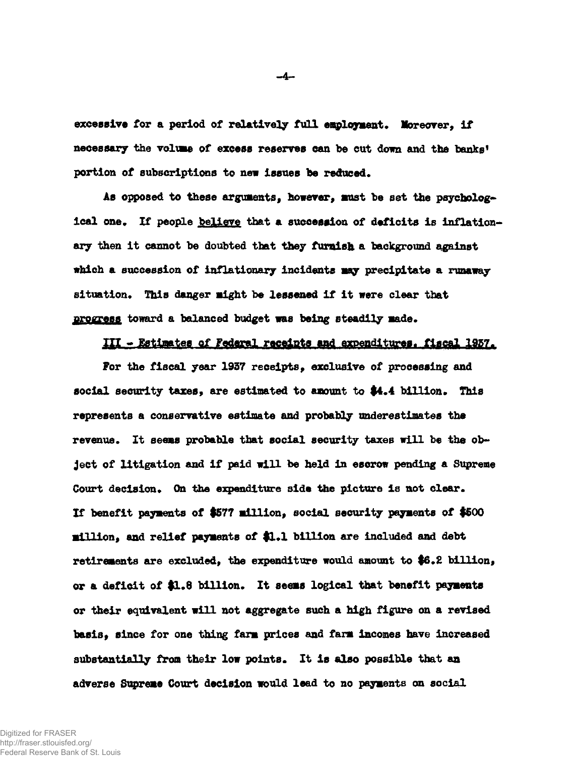excessive for a period of relatively full employment. Moreover, if necessary the volume of excess reserves can be cut down and the banks' portion of subscriptions to new issues be reduced.

As opposed to these arguments, however, must be set the psychological one. If people *believe* that a succession of deficits is inflationary then it cannot be doubted that they furnish a background against which a succession of inflationary incidents may precipitate a runaway situation. This danger might be lessened if it were clear that *progress* toward a balanced budget was being steadily made.

## III - Estimates of Federal receipts and expenditures, fiscal 1937.

For the fiscal year 1937 receipts, exclusive of processing and social security taxes, are estimated to amount to $4.4 billion. This represents a conservative estimate and probably underestimates the revenue. It seems probable that social security taxes will be the object of litigation and if paid will be held in escrow pending a Supreme Court decision. On the expenditure side the picture is not clear. If benefit payments of $577 million, social security payments of $500 million, and relief payments of $1.1 billion are included and debt retirements are excluded, the expenditure would amount to $6.2 billion, or a deficit of $1.8 billion. It seems logical that benefit payments or their equivalent will not aggregate such a high figure on a revised basis, since for one thing farm prices and farm incomes have increased substantially from their low points. It is also possible that an adverse Supreme Court decision would lead to no payments on social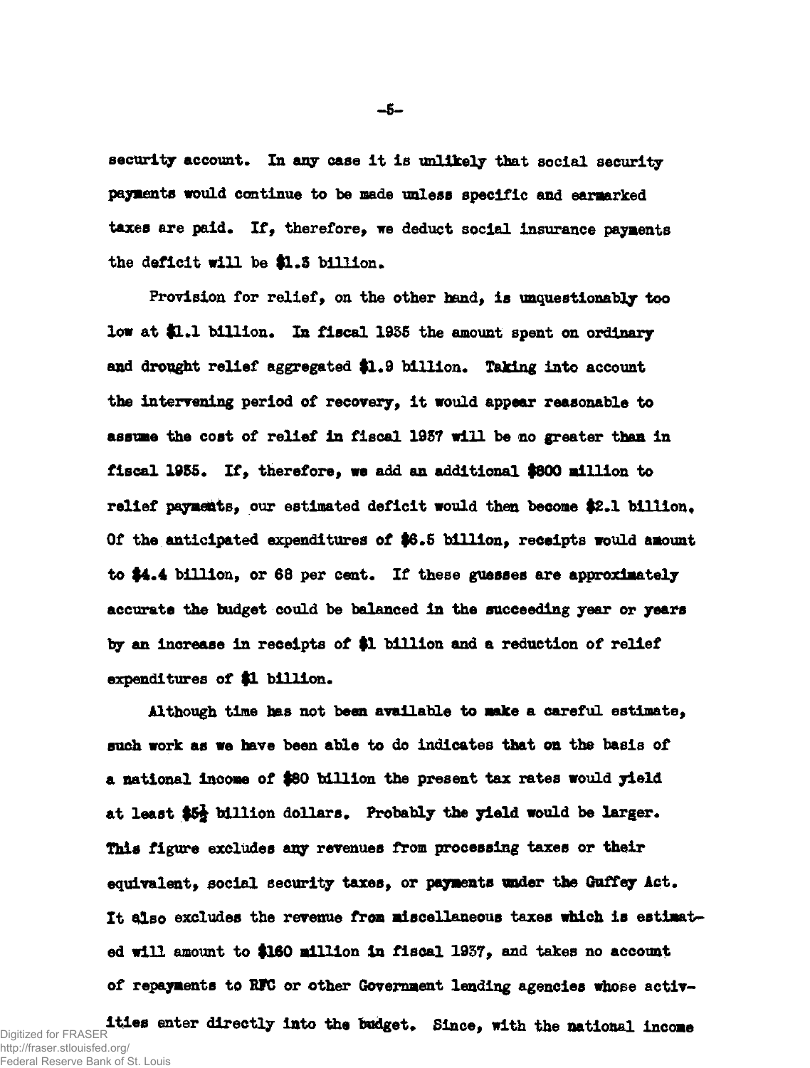security account. In any case it is unlikely that social security payments would continue to be made unless specific and earmarked taxes are paid. If, therefore, we deduct social insurance payments the deficit will be $1.3 billion.

Provision for relief, on the other hand, is unquestionably too low at $1.1 billion. In fiscal 1935 the amount spent on ordinary and drought relief aggregated $1.9 billion. Taking into account the intervening period of recovery, it would appear reasonable to assume the cost of relief in fiscal 1937 will be no greater than in fiscal 1935. If, therefore, we add an additional $800 million to relief payments, our estimated deficit would then become $2.1 billion. Of the anticipated expenditures of $6.5 billion, receipts would amount to $4.4 billion, or 68 per cent. If these guesses are approximately accurate the budget could be balanced in the succeeding year or years by an increase in receipts of $1 billion and a reduction of relief expenditures of $1 billion.

Although time has not been available to make a careful estimate, such work as we have been able to do indicates that on the basis of a national income of $80 billion the present tax rates would yield at least $5½ billion dollars. Probably the yield would be larger. This figure excludes any revenues from processing taxes or their equivalent, social security taxes, or payments under the Guffey Act. It also excludes the revenue from miscellaneous taxes which is estimated will amount to $160 million in fiscal 1937, and takes no account of repayments to RFC or other Government lending agencies whose activities enter directly into the budget. Since, with the national income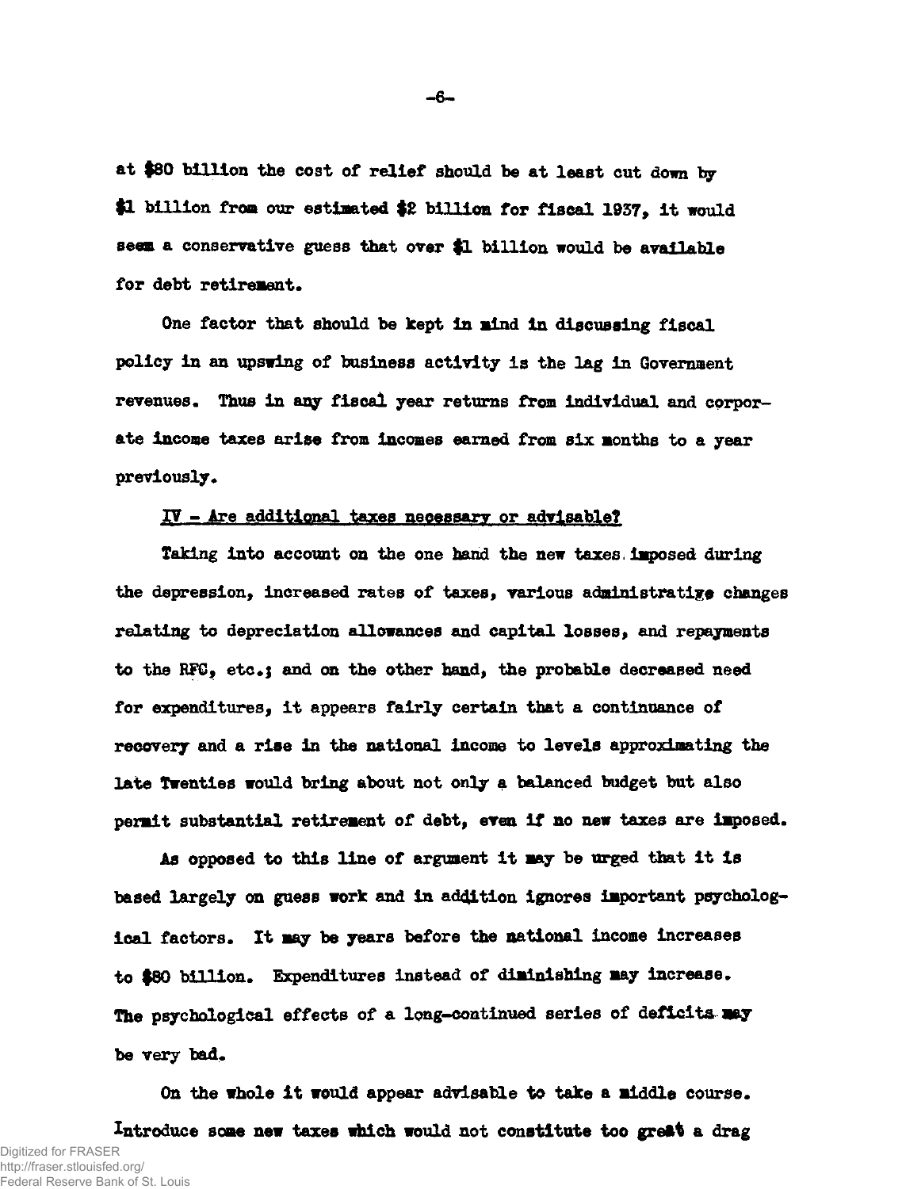at $80 billion the cost of relief should be at least cut down by $1 billion from our estimated $2 billion for fiscal 1937, it would seem a conservative guess that over $1 billion would be available for debt retirement.

One factor that should be kept in mind in discussing fiscal policy in an upswing of business activity is the lag in Government revenues. Thus in any fiscal year returns from individual and corporate income taxes arise from incomes earned from six months to a year previously.

IV - Are additional taxes necessary or advisable?

Taking into account on the one hand the new taxes imposed during the depression, increased rates of taxes, various administrative changes relating to depreciation allowances and capital losses, and repayments to the RFC, etc.; and on the other hand, the probable decreased need for expenditures, it appears fairly certain that a continuance of recovery and a rise in the national income to levels approximating the late Twenties would bring about not only a balanced budget but also permit substantial retirement of debt, even if no new taxes are imposed.

As opposed to this line of argument it may be urged that it is based largely on guess work and in addition ignores important psychological factors. It may be years before the national income increases to $80 billion. Expenditures instead of diminishing may increase. The psychological effects of a long-continued series of deficits may be very bad.

On the whole it would appear advisable to take a middle course. Introduce some new taxes which would not constitute too great a drag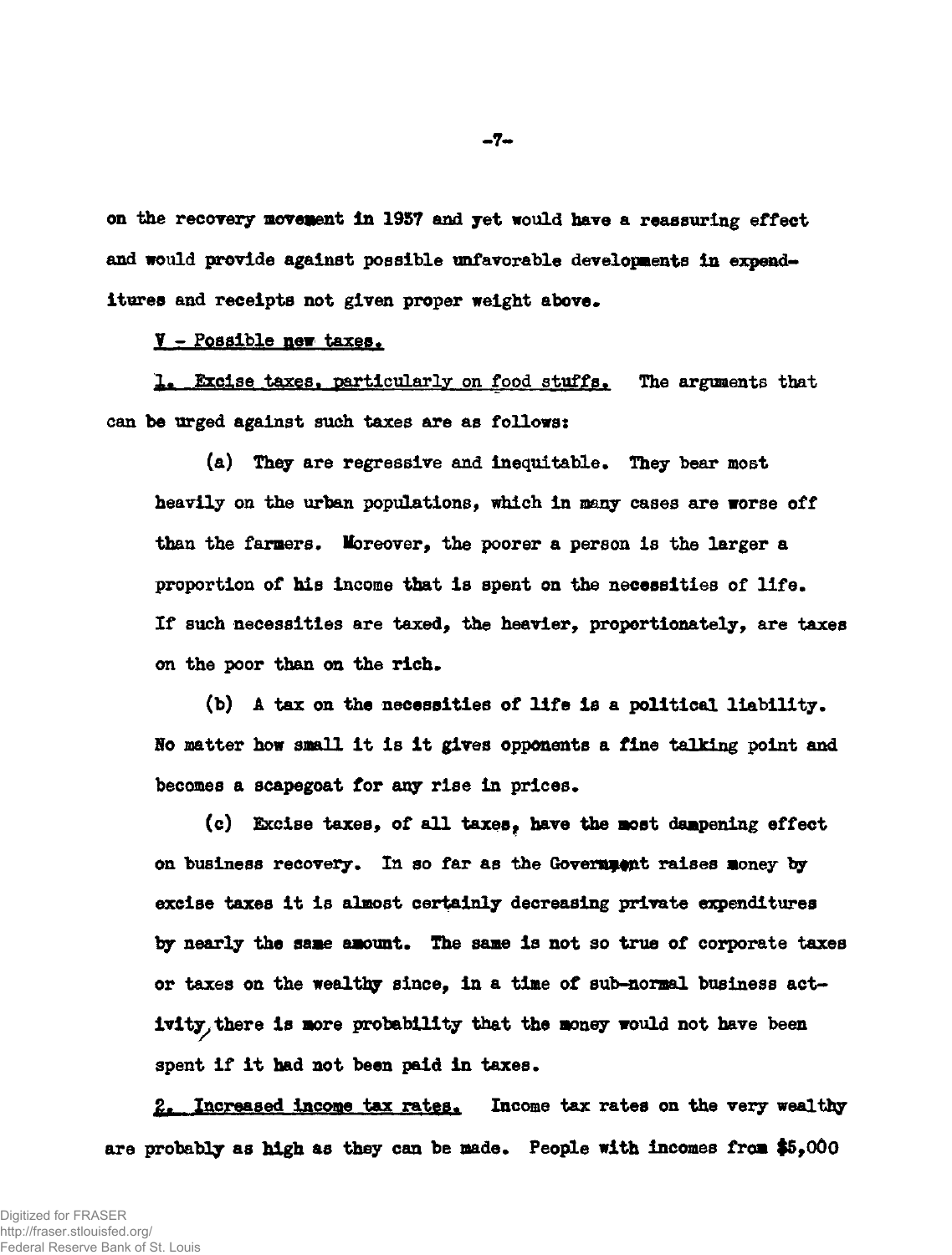on the recovery movement in 1937 and yet would have a reassuring effect and would provide against possible unfavorable developments in expenditures and receipts not given proper weight above.

V - Possible new taxes.

1. Excise taxes, particularly on food stuffs. The arguments that can be urged against such taxes are as follows:

(a) They are regressive and inequitable. They bear most heavily on the urban populations, which in many cases are worse off than the farmers. Moreover, the poorer a person is the larger a proportion of his income that is spent on the necessities of life. If such necessities are taxed, the heavier, proportionately, are taxes on the poor than on the rich.

(b) A tax on the necessities of life is a political liability. No matter how small it is it gives opponents a fine talking point and becomes a scapegoat for any rise in prices.

(c) Excise taxes, of all taxes, have the most dampening effect on business recovery. In so far as the Government raises money by excise taxes it is almost certainly decreasing private expenditures by nearly the same amount. The same is not so true of corporate taxes or taxes on the wealthy since, in a time of sub-normal business activity, there is more probability that the money would not have been spent if it had not been paid in taxes.

2. Increased income tax rates. Income tax rates on the very wealthy are probably as high as they can be made. People with incomes from $5,000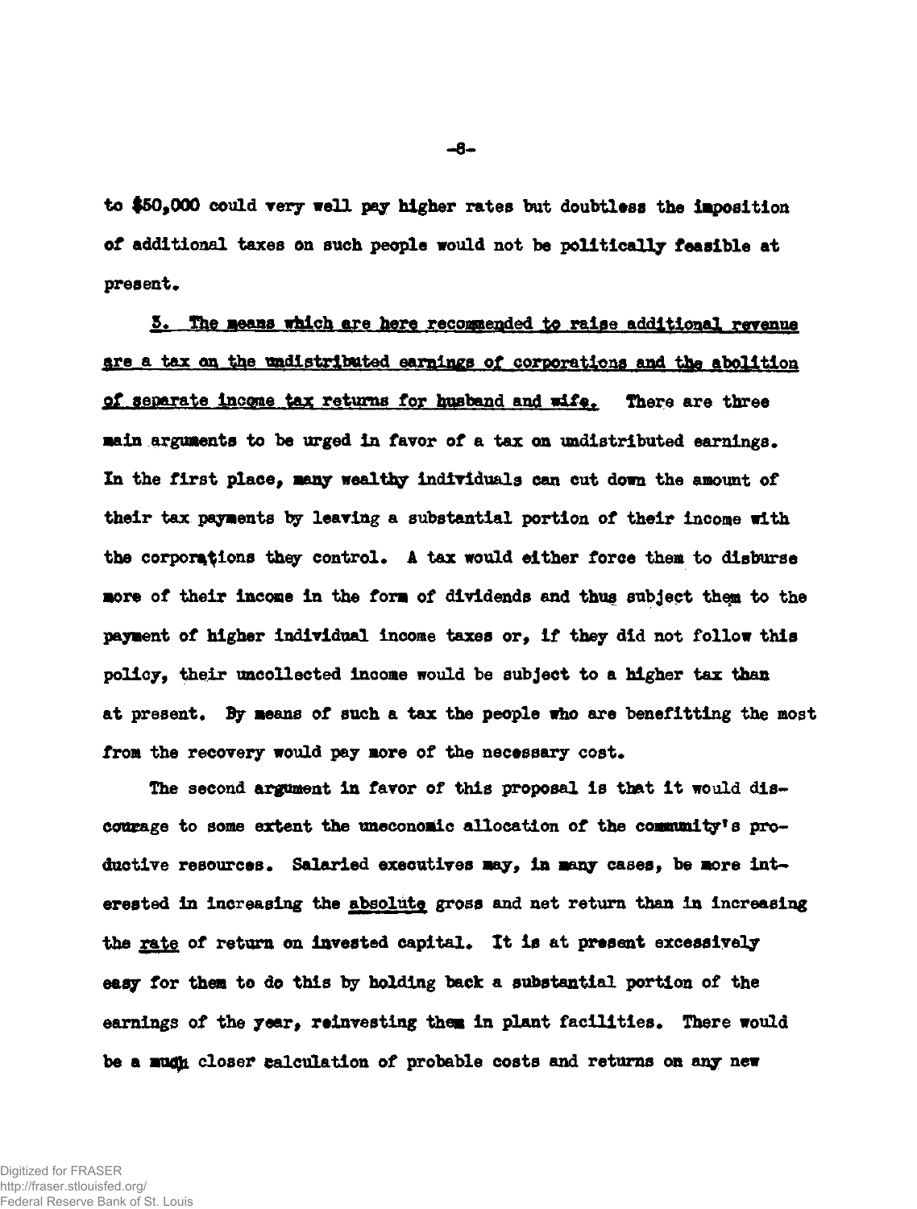to $50,000 could very well pay higher rates but doubtless the imposition of additional taxes on such people would not be politically feasible at present.

3. <u>The means which are here recommended to raise additional revenue are a tax on the undistributed earnings of corporations and the abolition of separate income tax returns for husband and wife.</u> There are three main arguments to be urged in favor of a tax on undistributed earnings. In the first place, many wealthy individuals can cut down the amount of their tax payments by leaving a substantial portion of their income with the corporations they control. A tax would either force them to disburse more of their income in the form of dividends and thus subject them to the payment of higher individual income taxes or, if they did not follow this policy, their uncollected income would be subject to a higher tax than at present. By means of such a tax the people who are benefitting the most from the recovery would pay more of the necessary cost.

The second argument in favor of this proposal is that it would discourage to some extent the uneconomic allocation of the community's productive resources. Salaried executives may, in many cases, be more interested in increasing the <u>absolute</u> gross and net return than in increasing the <u>rate</u> of return on invested capital. It is at present excessively easy for them to do this by holding back a substantial portion of the earnings of the year, reinvesting them in plant facilities. There would be a much closer calculation of probable costs and returns on any new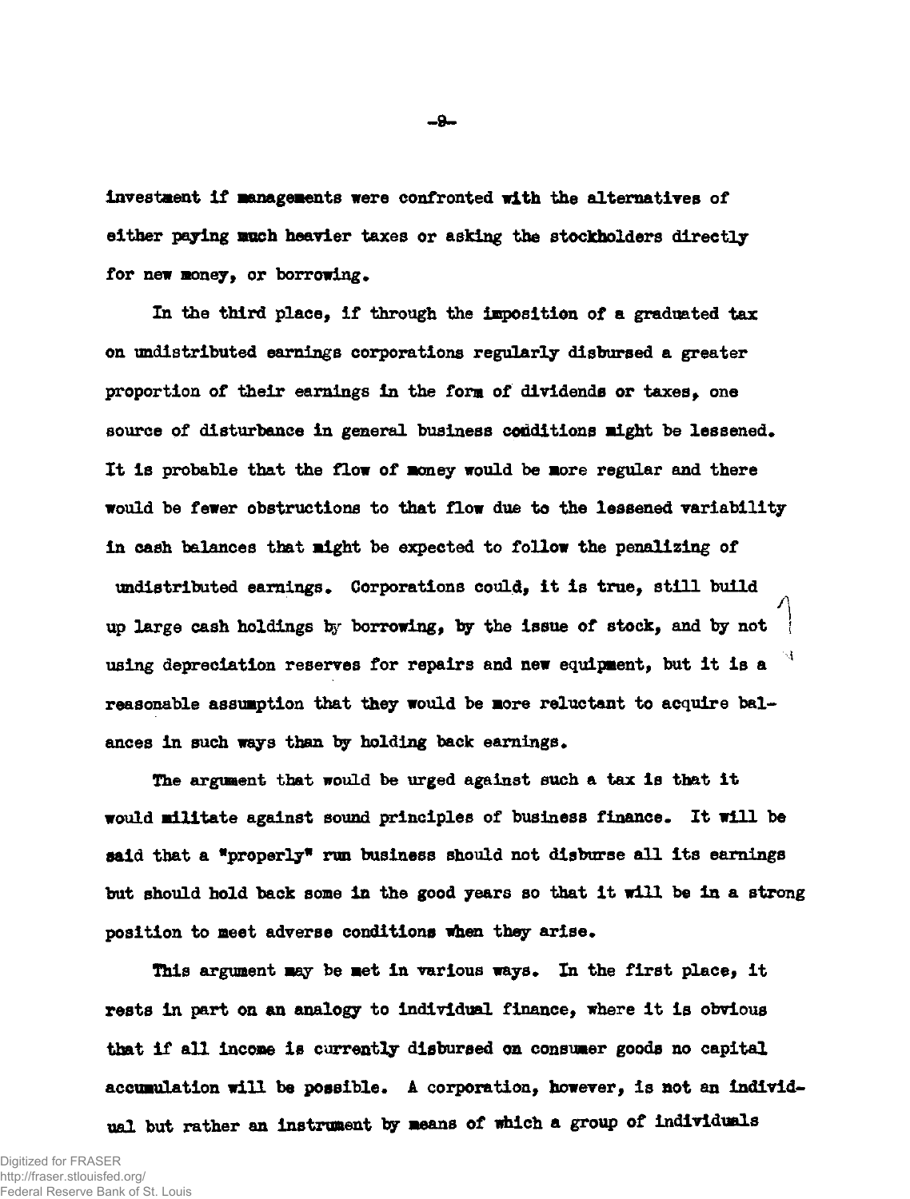investment if managements were confronted with the alternatives of either paying much heavier taxes or asking the stockholders directly for new money, or borrowing.

In the third place, if through the imposition of a graduated tax on undistributed earnings corporations regularly disbursed a greater proportion of their earnings in the form of dividends or taxes, one source of disturbance in general business conditions might be lessened. It is probable that the flow of money would be more regular and there would be fewer obstructions to that flow due to the lessened variability in cash balances that might be expected to follow the penalizing of undistributed earnings. Corporations could, it is true, still build up large cash holdings by borrowing, by the issue of stock, and by not using depreciation reserves for repairs and new equipment, but it is a reasonable assumption that they would be more reluctant to acquire balances in such ways than by holding back earnings.

The argument that would be urged against such a tax is that it would militate against sound principles of business finance. It will be said that a "properly" run business should not disburse all its earnings but should hold back some in the good years so that it will be in a strong position to meet adverse conditions when they arise.

This argument may be met in various ways. In the first place, it rests in part on an analogy to individual finance, where it is obvious that if all income is currently disbursed on consumer goods no capital accumulation will be possible. A corporation, however, is not an individual but rather an instrument by means of which a group of individuals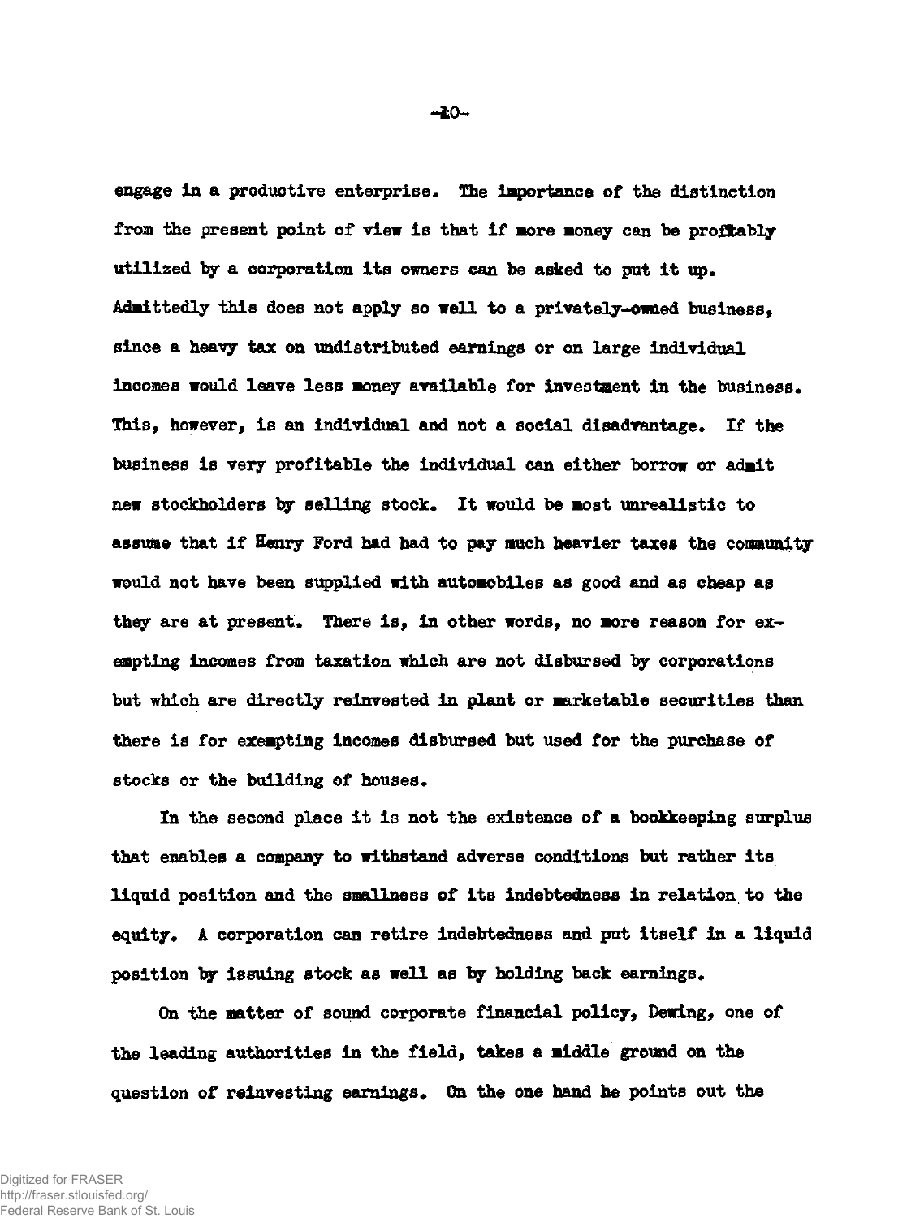engage in a productive enterprise. The importance of the distinction from the present point of view is that if more money can be profitably utilized by a corporation its owners can be asked to put it up. Admittedly this does not apply so well to a privately-owned business, since a heavy tax on undistributed earnings or on large individual incomes would leave less money available for investment in the business. This, however, is an individual and not a social disadvantage. If the business is very profitable the individual can either borrow or admit new stockholders by selling stock. It would be most unrealistic to assume that if Henry Ford had had to pay much heavier taxes the community would not have been supplied with automobiles as good and as cheap as they are at present. There is, in other words, no more reason for exempting incomes from taxation which are not disbursed by corporations but which are directly reinvested in plant or marketable securities than there is for exempting incomes disbursed but used for the purchase of stocks or the building of houses.

In the second place it is not the existence of a bookkeeping surplus that enables a company to withstand adverse conditions but rather its liquid position and the smallness of its indebtedness in relation to the equity. A corporation can retire indebtedness and put itself in a liquid position by issuing stock as well as by holding back earnings.

On the matter of sound corporate financial policy, Dewing, one of the leading authorities in the field, takes a middle ground on the question of reinvesting earnings. On the one hand he points out the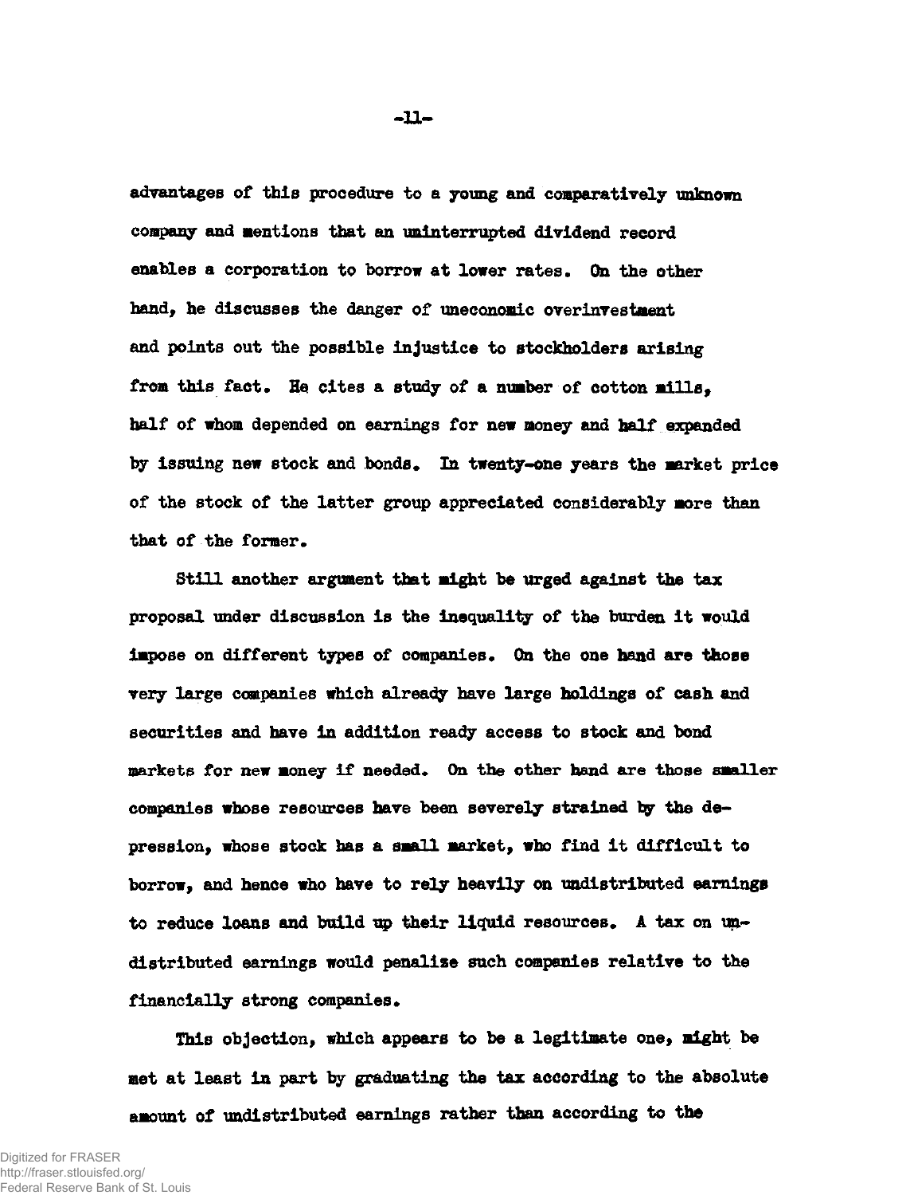advantages of this procedure to a young and comparatively unknown company and mentions that an uninterrupted dividend record enables a corporation to borrow at lower rates. On the other hand, he discusses the danger of uneconomic overinvestment and points out the possible injustice to stockholders arising from this fact. He cites a study of a number of cotton mills, half of whom depended on earnings for new money and half expanded by issuing new stock and bonds. In twenty-one years the market price of the stock of the latter group appreciated considerably more than that of the former.

Still another argument that might be urged against the tax proposal under discussion is the inequality of the burden it would impose on different types of companies. On the one hand are those very large companies which already have large holdings of cash and securities and have in addition ready access to stock and bond markets for new money if needed. On the other hand are those smaller companies whose resources have been severely strained by the depression, whose stock has a small market, who find it difficult to borrow, and hence who have to rely heavily on undistributed earnings to reduce loans and build up their liquid resources. A tax on undistributed earnings would penalize such companies relative to the financially strong companies.

This objection, which appears to be a legitimate one, might be met at least in part by graduating the tax according to the absolute amount of undistributed earnings rather than according to the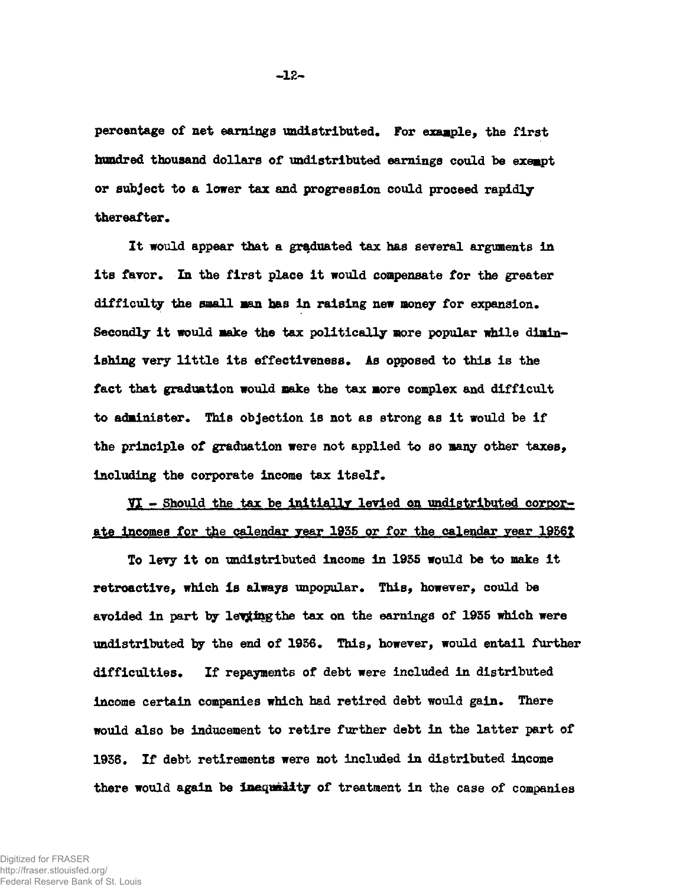percentage of net earnings undistributed. For example, the first hundred thousand dollars of undistributed earnings could be exempt or subject to a lower tax and progression could proceed rapidly thereafter.

It would appear that a graduated tax has several arguments in its favor. In the first place it would compensate for the greater difficulty the small man has in raising new money for expansion. Secondly it would make the tax politically more popular while diminishing very little its effectiveness. As opposed to this is the fact that graduation would make the tax more complex and difficult to administer. This objection is not as strong as it would be if the principle of graduation were not applied to so many other taxes, including the corporate income tax itself.

<u>VI - Should the tax be initially levied on undistributed corporate incomes for the calendar year 1935 or for the calendar year 1936?</u>

To levy it on undistributed income in 1935 would be to make it retroactive, which is always unpopular. This, however, could be avoided in part by levying the tax on the earnings of 1935 which were undistributed by the end of 1936. This, however, would entail further difficulties. If repayments of debt were included in distributed income certain companies which had retired debt would gain. There would also be inducement to retire further debt in the latter part of 1936. If debt retirements were not included in distributed income there would again be inequality of treatment in the case of companies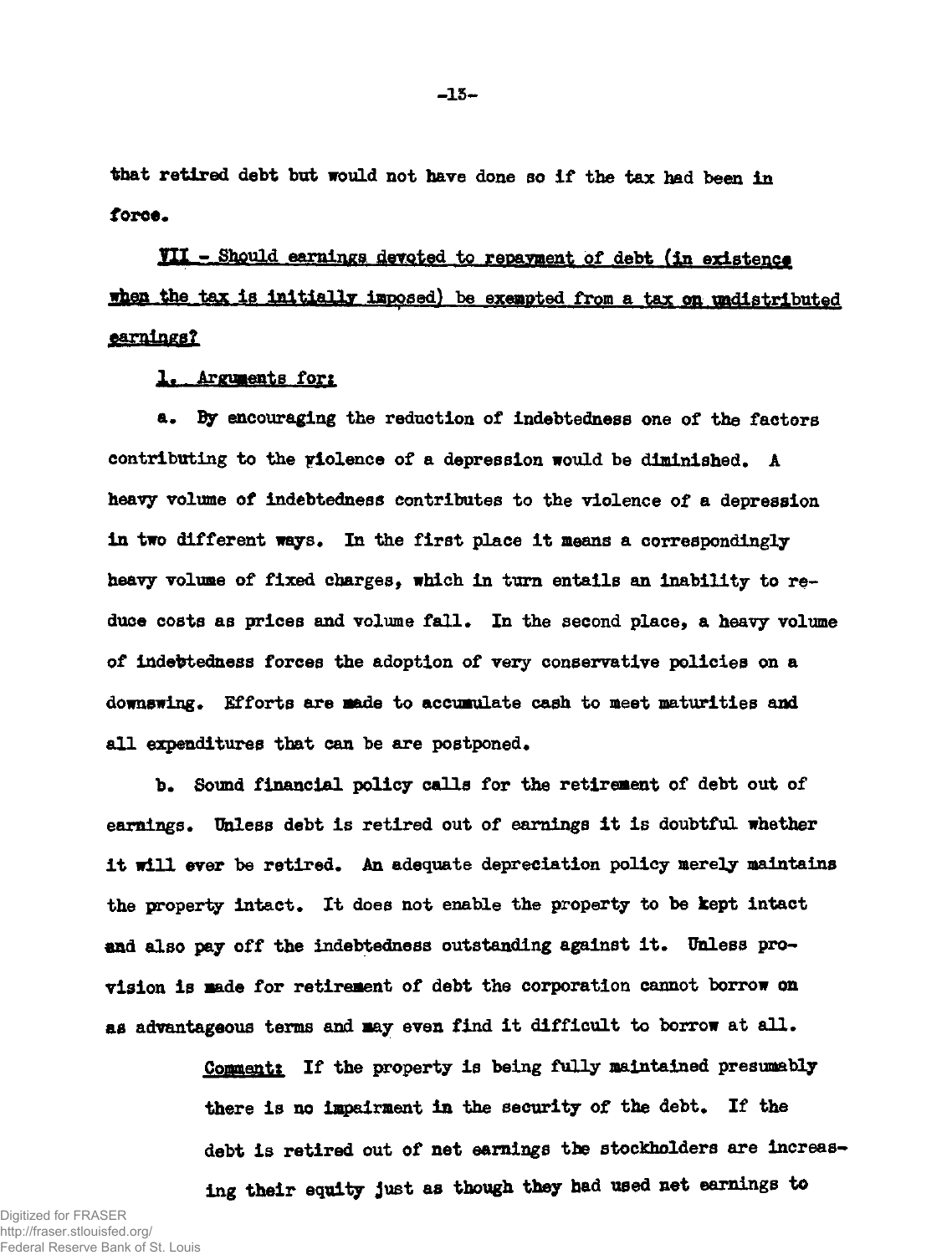that retired debt but would not have done so if the tax had been in force.

## VII - Should earnings devoted to repayment of debt (in existence when the tax is initially imposed) be exempted from a tax on undistributed earnings?

### 1. Arguments for:

a. By encouraging the reduction of indebtedness one of the factors contributing to the violence of a depression would be diminished. A heavy volume of indebtedness contributes to the violence of a depression in two different ways. In the first place it means a correspondingly heavy volume of fixed charges, which in turn entails an inability to reduce costs as prices and volume fall. In the second place, a heavy volume of indebtedness forces the adoption of very conservative policies on a downswing. Efforts are made to accumulate cash to meet maturities and all expenditures that can be are postponed.

b. Sound financial policy calls for the retirement of debt out of earnings. Unless debt is retired out of earnings it is doubtful whether it will ever be retired. An adequate depreciation policy merely maintains the property intact. It does not enable the property to be kept intact and also pay off the indebtedness outstanding against it. Unless provision is made for retirement of debt the corporation cannot borrow on as advantageous terms and may even find it difficult to borrow at all.

> Comment: If the property is being fully maintained presumably there is no impairment in the security of the debt. If the debt is retired out of net earnings the stockholders are increasing their equity just as though they had used net earnings to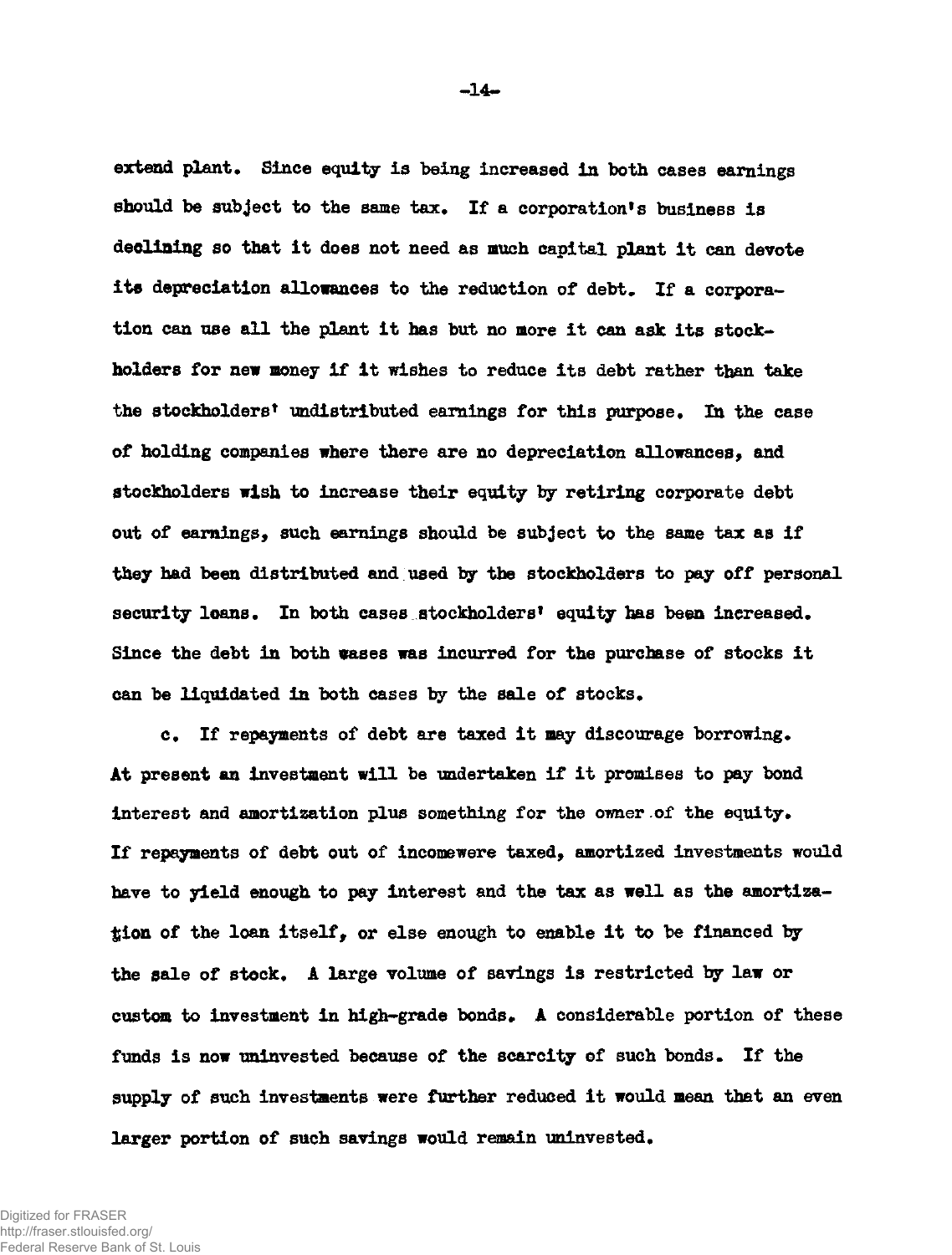extend plant. Since equity is being increased in both cases earnings should be subject to the same tax. If a corporation's business is declining so that it does not need as much capital plant it can devote its depreciation allowances to the reduction of debt. If a corporation can use all the plant it has but no more it can ask its stockholders for new money if it wishes to reduce its debt rather than take the stockholders' undistributed earnings for this purpose. In the case of holding companies where there are no depreciation allowances, and stockholders wish to increase their equity by retiring corporate debt out of earnings, such earnings should be subject to the same tax as if they had been distributed and used by the stockholders to pay off personal security loans. In both cases stockholders' equity has been increased. Since the debt in both cases was incurred for the purchase of stocks it can be liquidated in both cases by the sale of stocks.

c. If repayments of debt are taxed it may discourage borrowing. At present an investment will be undertaken if it promises to pay bond interest and amortization plus something for the owner of the equity. If repayments of debt out of incomewere taxed, amortized investments would have to yield enough to pay interest and the tax as well as the amortization of the loan itself, or else enough to enable it to be financed by the sale of stock. A large volume of savings is restricted by law or custom to investment in high-grade bonds. A considerable portion of these funds is now uninvested because of the scarcity of such bonds. If the supply of such investments were further reduced it would mean that an even larger portion of such savings would remain uninvested.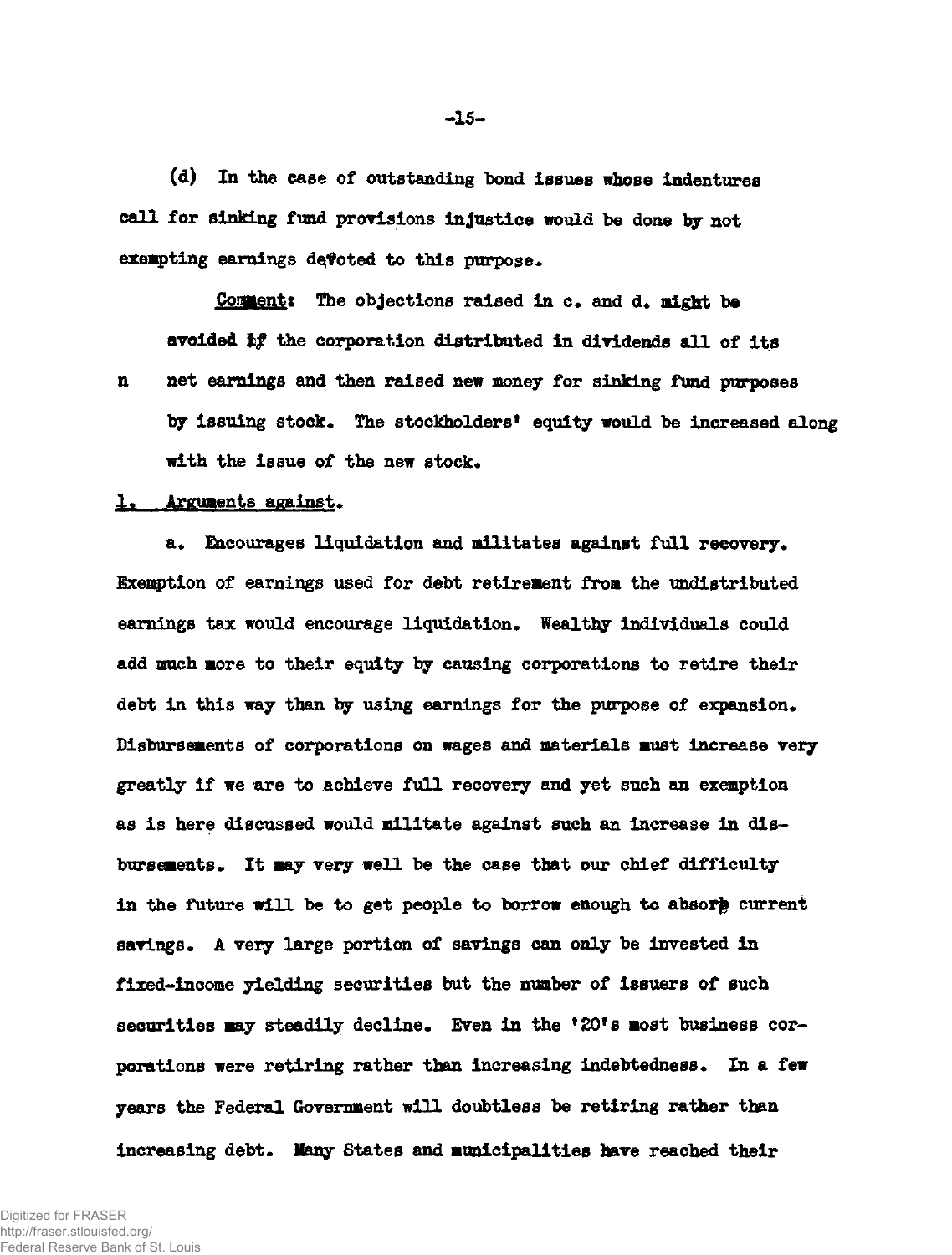(d) In the case of outstanding bond issues whose indentures call for sinking fund provisions injustice would be done by not exempting earnings devoted to this purpose.

> <u>Comment</u>: The objections raised in c. and d. might be avoided if the corporation distributed in dividends all of its net earnings and then raised new money for sinking fund purposes by issuing stock. The stockholders' equity would be increased along with the issue of the new stock.

<u>1. Arguments against.</u>

a. Encourages liquidation and militates against full recovery. Exemption of earnings used for debt retirement from the undistributed earnings tax would encourage liquidation. Wealthy individuals could add much more to their equity by causing corporations to retire their debt in this way than by using earnings for the purpose of expansion. Disbursements of corporations on wages and materials must increase very greatly if we are to achieve full recovery and yet such an exemption as is here discussed would militate against such an increase in disbursements. It may very well be the case that our chief difficulty in the future will be to get people to borrow enough to absorb current savings. A very large portion of savings can only be invested in fixed-income yielding securities but the number of issuers of such securities may steadily decline. Even in the '20's most business corporations were retiring rather than increasing indebtedness. In a few years the Federal Government will doubtless be retiring rather than increasing debt. Many States and municipalities have reached their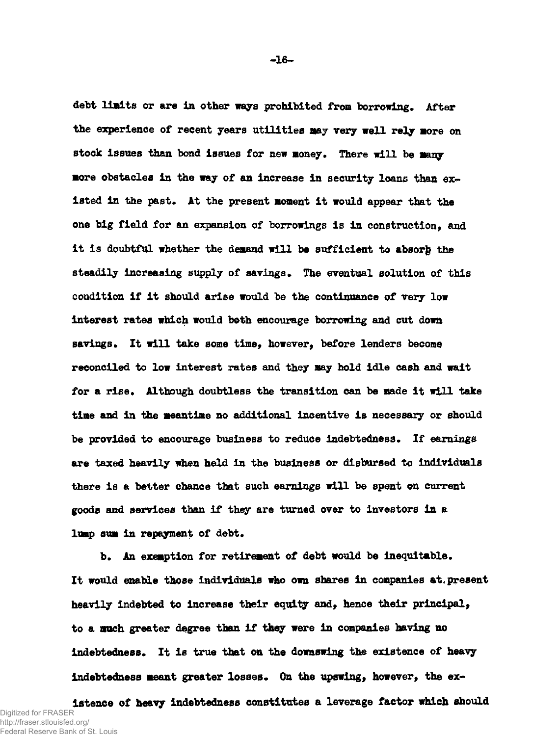debt limits or are in other ways prohibited from borrowing. After the experience of recent years utilities may very well rely more on stock issues than bond issues for new money. There will be many more obstacles in the way of an increase in security loans than existed in the past. At the present moment it would appear that the one big field for an expansion of borrowings is in construction, and it is doubtful whether the demand will be sufficient to absorb the steadily increasing supply of savings. The eventual solution of this condition if it should arise would be the continuance of very low interest rates which would both encourage borrowing and cut down savings. It will take some time, however, before lenders become reconciled to low interest rates and they may hold idle cash and wait for a rise. Although doubtless the transition can be made it will take time and in the meantime no additional incentive is necessary or should be provided to encourage business to reduce indebtedness. If earnings are taxed heavily when held in the business or disbursed to individuals there is a better chance that such earnings will be spent on current goods and services than if they are turned over to investors in a lump sum in repayment of debt.

b. An exemption for retirement of debt would be inequitable. It would enable those individuals who own shares in companies at present heavily indebted to increase their equity and, hence their principal, to a much greater degree than if they were in companies having no indebtedness. It is true that on the downswing the existence of heavy indebtedness meant greater losses. On the upswing, however, the existence of heavy indebtedness constitutes a leverage factor which should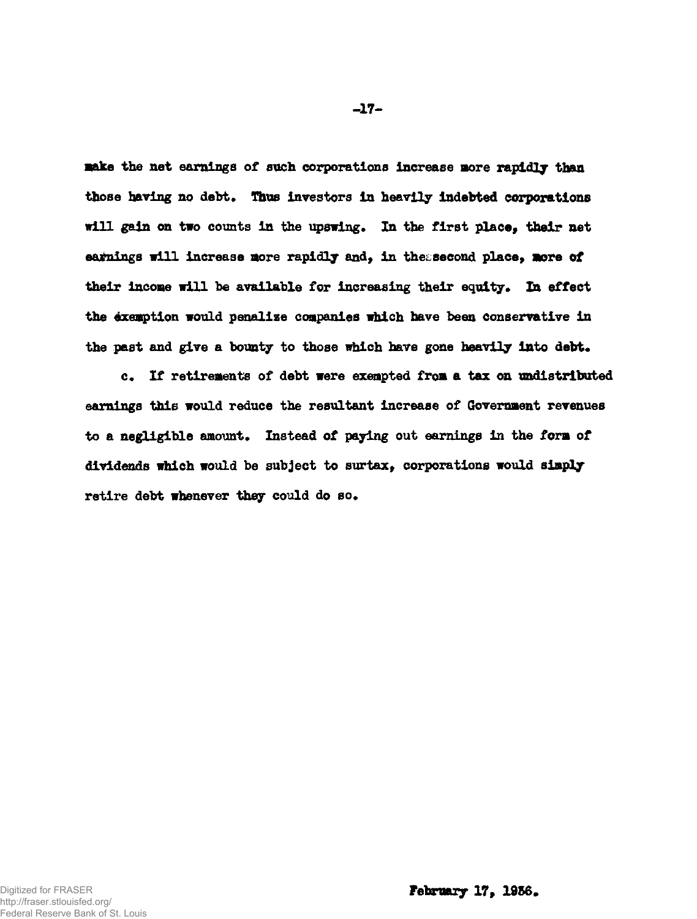make the net earnings of such corporations increase more rapidly than those having no debt. Thus investors in heavily indebted corporations will gain on two counts in the upswing. In the first place, their net earnings will increase more rapidly and, in the second place, more of their income will be available for increasing their equity. In effect the exemption would penalize companies which have been conservative in the past and give a bounty to those which have gone heavily into debt.

c. If retirements of debt were exempted from a tax on undistributed earnings this would reduce the resultant increase of Government revenues to a negligible amount. Instead of paying out earnings in the form of dividends which would be subject to surtax, corporations would simply retire debt whenever they could do so.

February 17, 1936.